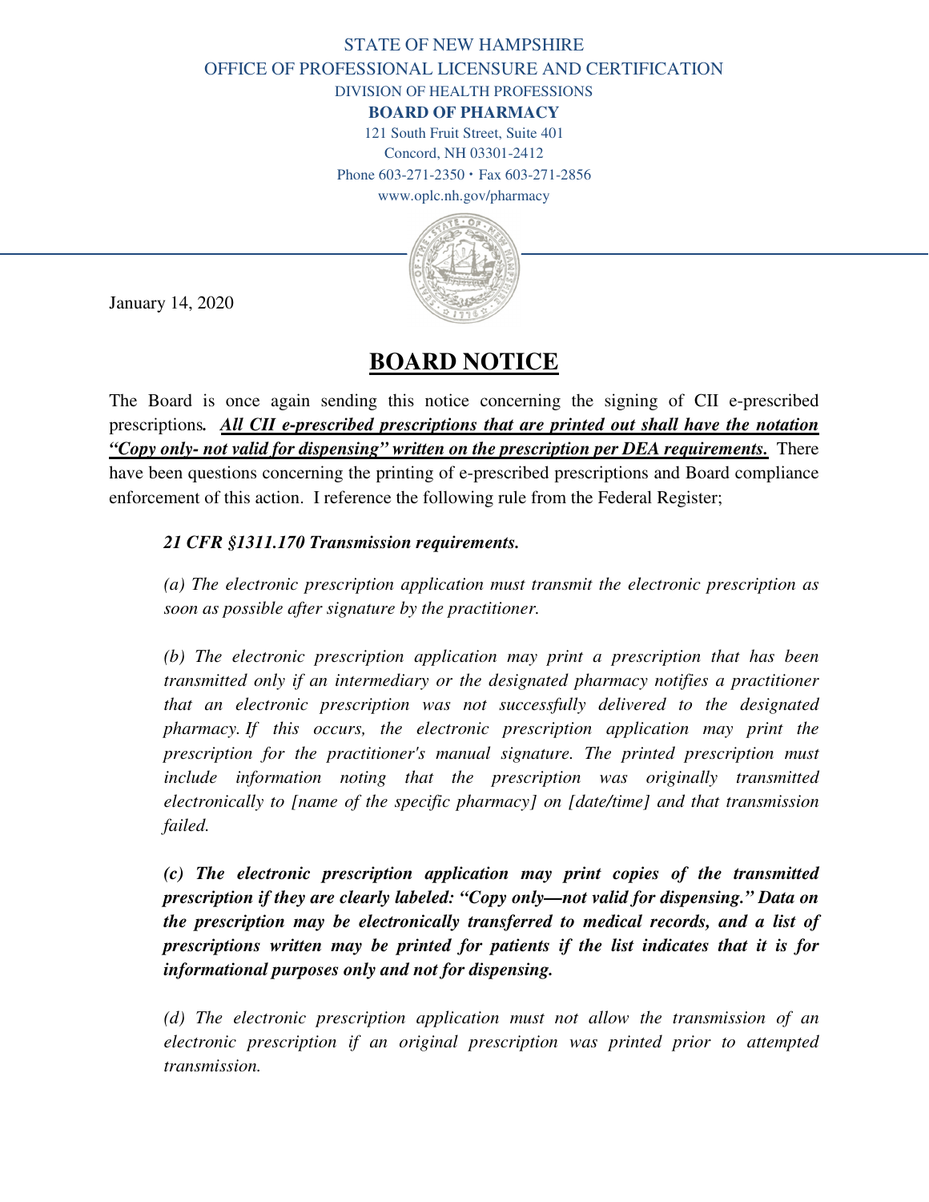STATE OF NEW HAMPSHIRE

OFFICE OF PROFESSIONAL LICENSURE AND CERTIFICATION

DIVISION OF HEALTH PROFESSIONS

**BOARD OF PHARMACY**

121 South Fruit Street, Suite 401

Concord, NH 03301-2412

Phone 603-271-2350 • Fax 603-271-2856

www.oplc.nh.gov/pharmacy

January 14, 2020

# BOARD NOTICE

The Board is once again sending this notice concerning the signing of CII e-prescribed prescriptions. ***All CII e-prescribed prescriptions that are printed out shall have the notation "Copy only- not valid for dispensing" written on the prescription per DEA requirements.*** There have been questions concerning the printing of e-prescribed prescriptions and Board compliance enforcement of this action. I reference the following rule from the Federal Register;

> ***21 CFR §1311.170 Transmission requirements.***
>
> *(a) The electronic prescription application must transmit the electronic prescription as soon as possible after signature by the practitioner.*
>
> *(b) The electronic prescription application may print a prescription that has been transmitted only if an intermediary or the designated pharmacy notifies a practitioner that an electronic prescription was not successfully delivered to the designated pharmacy. If this occurs, the electronic prescription application may print the prescription for the practitioner's manual signature. The printed prescription must include information noting that the prescription was originally transmitted electronically to [name of the specific pharmacy] on [date/time] and that transmission failed.*
>
> ***(c) The electronic prescription application may print copies of the transmitted prescription if they are clearly labeled: "Copy only—not valid for dispensing." Data on the prescription may be electronically transferred to medical records, and a list of prescriptions written may be printed for patients if the list indicates that it is for informational purposes only and not for dispensing.***
>
> *(d) The electronic prescription application must not allow the transmission of an electronic prescription if an original prescription was printed prior to attempted transmission.*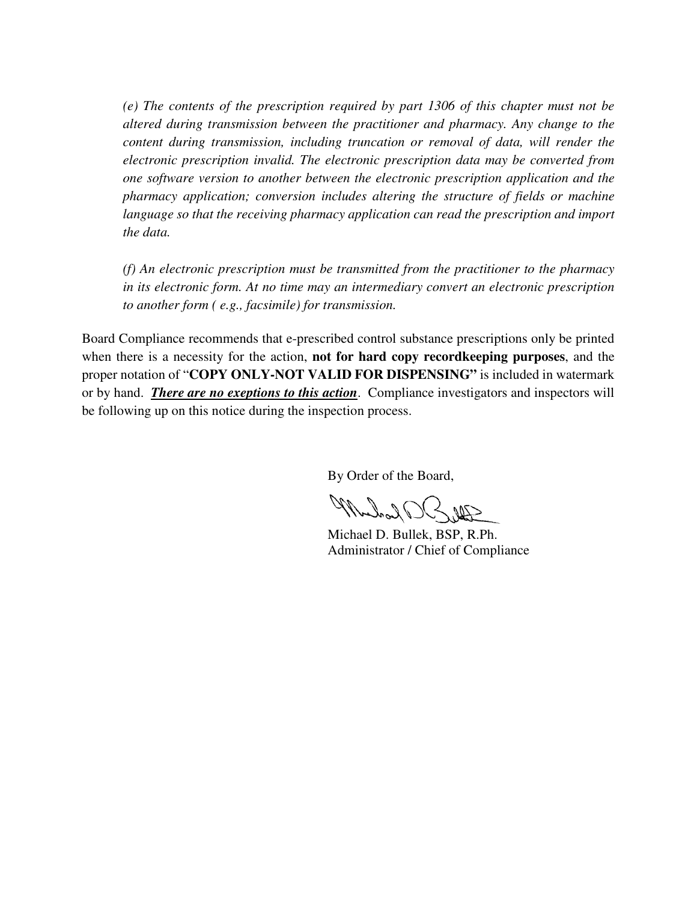*(e) The contents of the prescription required by part 1306 of this chapter must not be altered during transmission between the practitioner and pharmacy. Any change to the content during transmission, including truncation or removal of data, will render the electronic prescription invalid. The electronic prescription data may be converted from one software version to another between the electronic prescription application and the pharmacy application; conversion includes altering the structure of fields or machine language so that the receiving pharmacy application can read the prescription and import the data.*

*(f) An electronic prescription must be transmitted from the practitioner to the pharmacy in its electronic form. At no time may an intermediary convert an electronic prescription to another form ( e.g., facsimile) for transmission.*

Board Compliance recommends that e-prescribed control substance prescriptions only be printed when there is a necessity for the action, **not for hard copy recordkeeping purposes**, and the proper notation of "**COPY ONLY-NOT VALID FOR DISPENSING"** is included in watermark or by hand. ***<u>There are no exeptions to this action</u>***. Compliance investigators and inspectors will be following up on this notice during the inspection process.

By Order of the Board,

Michael D. Bullek, BSP, R.Ph.
Administrator / Chief of Compliance